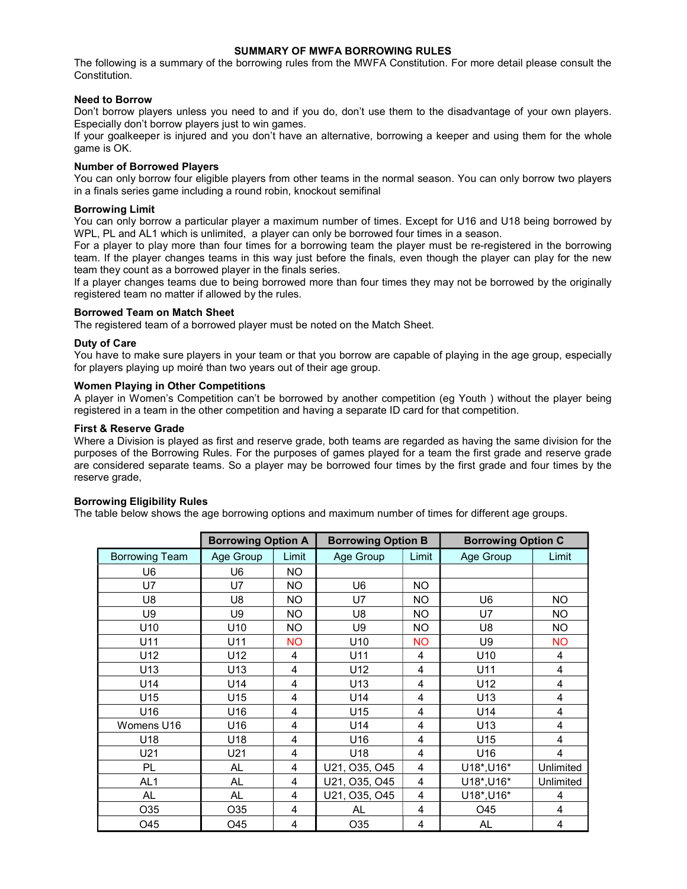# SUMMARY OF MWFA BORROWING RULES

The following is a summary of the borrowing rules from the MWFA Constitution. For more detail please consult the Constitution.

### Need to Borrow

Don't borrow players unless you need to and if you do, don't use them to the disadvantage of your own players. Especially don't borrow players just to win games.

If your goalkeeper is injured and you don't have an alternative, borrowing a keeper and using them for the whole game is OK.

### Number of Borrowed Players

You can only borrow four eligible players from other teams in the normal season. You can only borrow two players in a finals series game including a round robin, knockout semifinal

### Borrowing Limit

You can only borrow a particular player a maximum number of times. Except for U16 and U18 being borrowed by WPL, PL and AL1 which is unlimited, a player can only be borrowed four times in a season.

For a player to play more than four times for a borrowing team the player must be re-registered in the borrowing team. If the player changes teams in this way just before the finals, even though the player can play for the new team they count as a borrowed player in the finals series.

If a player changes teams due to being borrowed more than four times they may not be borrowed by the originally registered team no matter if allowed by the rules.

### Borrowed Team on Match Sheet

The registered team of a borrowed player must be noted on the Match Sheet.

### Duty of Care

You have to make sure players in your team or that you borrow are capable of playing in the age group, especially for players playing up moiré than two years out of their age group.

### Women Playing in Other Competitions

A player in Women's Competition can't be borrowed by another competition (eg Youth ) without the player being registered in a team in the other competition and having a separate ID card for that competition.

### First & Reserve Grade

Where a Division is played as first and reserve grade, both teams are regarded as having the same division for the purposes of the Borrowing Rules. For the purposes of games played for a team the first grade and reserve grade are considered separate teams. So a player may be borrowed four times by the first grade and four times by the reserve grade,

### Borrowing Eligibility Rules

The table below shows the age borrowing options and maximum number of times for different age groups.

| | Borrowing Option A | | Borrowing Option B | | Borrowing Option C | |
|---|---|---|---|---|---|---|
| Borrowing Team | Age Group | Limit | Age Group | Limit | Age Group | Limit |
| U6 | U6 | NO | | | | |
| U7 | U7 | NO | U6 | NO | | |
| U8 | U8 | NO | U7 | NO | U6 | NO |
| U9 | U9 | NO | U8 | NO | U7 | NO |
| U10 | U10 | NO | U9 | NO | U8 | NO |
| U11 | U11 | NO | U10 | NO | U9 | NO |
| U12 | U12 | 4 | U11 | 4 | U10 | 4 |
| U13 | U13 | 4 | U12 | 4 | U11 | 4 |
| U14 | U14 | 4 | U13 | 4 | U12 | 4 |
| U15 | U15 | 4 | U14 | 4 | U13 | 4 |
| U16 | U16 | 4 | U15 | 4 | U14 | 4 |
| Womens U16 | U16 | 4 | U14 | 4 | U13 | 4 |
| U18 | U18 | 4 | U16 | 4 | U15 | 4 |
| U21 | U21 | 4 | U18 | 4 | U16 | 4 |
| PL | AL | 4 | U21, O35, O45 | 4 | U18*,U16* | Unlimited |
| AL1 | AL | 4 | U21, O35, O45 | 4 | U18*,U16* | Unlimited |
| AL | AL | 4 | U21, O35, O45 | 4 | U18*,U16* | 4 |
| O35 | O35 | 4 | AL | 4 | O45 | 4 |
| O45 | O45 | 4 | O35 | 4 | AL | 4 |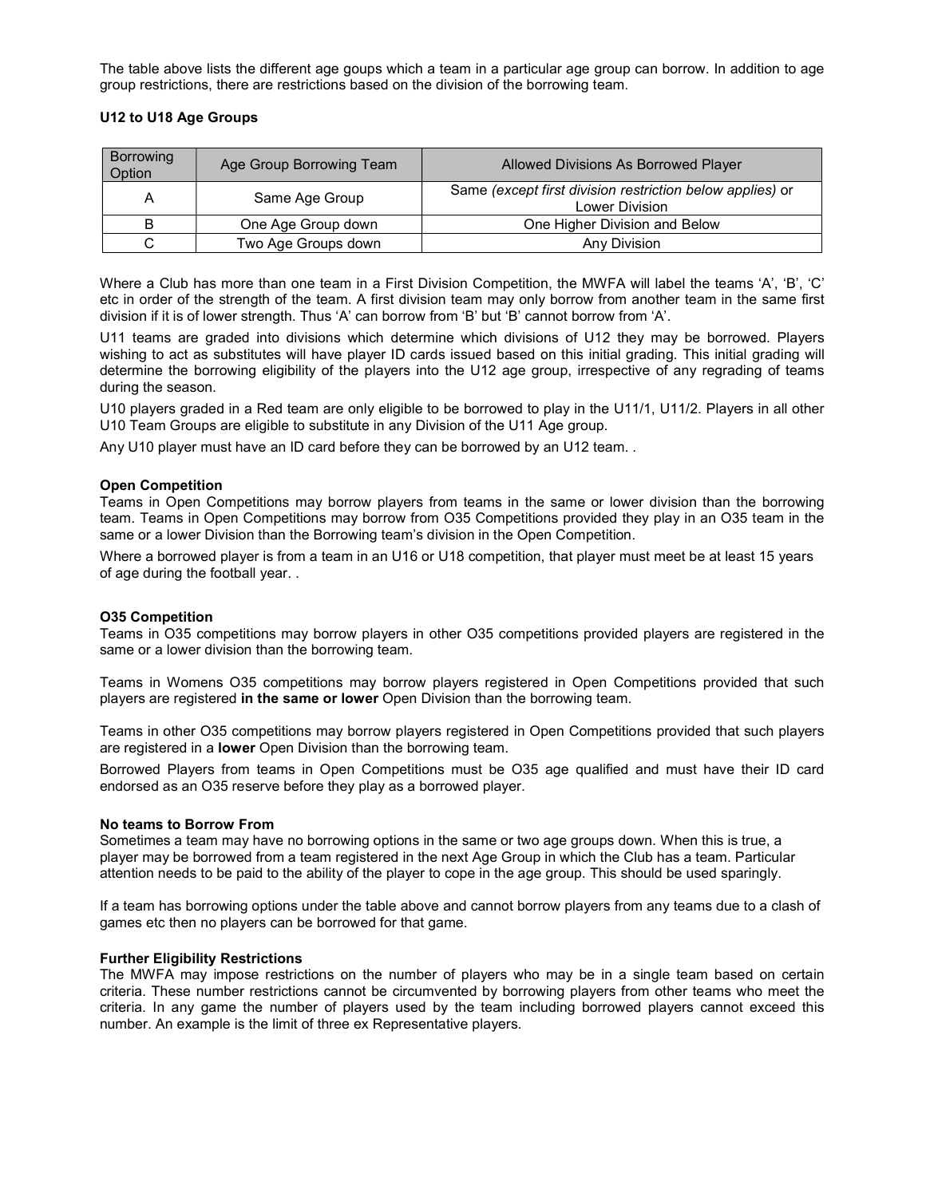The table above lists the different age goups which a team in a particular age group can borrow. In addition to age group restrictions, there are restrictions based on the division of the borrowing team.

**U12 to U18 Age Groups**

| Borrowing Option | Age Group Borrowing Team | Allowed Divisions As Borrowed Player |
|---|---|---|
| A | Same Age Group | Same *(except first division restriction below applies)* or Lower Division |
| B | One Age Group down | One Higher Division and Below |
| C | Two Age Groups down | Any Division |

Where a Club has more than one team in a First Division Competition, the MWFA will label the teams 'A', 'B', 'C' etc in order of the strength of the team. A first division team may only borrow from another team in the same first division if it is of lower strength. Thus 'A' can borrow from 'B' but 'B' cannot borrow from 'A'.

U11 teams are graded into divisions which determine which divisions of U12 they may be borrowed. Players wishing to act as substitutes will have player ID cards issued based on this initial grading. This initial grading will determine the borrowing eligibility of the players into the U12 age group, irrespective of any regrading of teams during the season.

U10 players graded in a Red team are only eligible to be borrowed to play in the U11/1, U11/2. Players in all other U10 Team Groups are eligible to substitute in any Division of the U11 Age group.

Any U10 player must have an ID card before they can be borrowed by an U12 team. .

**Open Competition**

Teams in Open Competitions may borrow players from teams in the same or lower division than the borrowing team. Teams in Open Competitions may borrow from O35 Competitions provided they play in an O35 team in the same or a lower Division than the Borrowing team's division in the Open Competition.

Where a borrowed player is from a team in an U16 or U18 competition, that player must meet be at least 15 years of age during the football year. .

**O35 Competition**

Teams in O35 competitions may borrow players in other O35 competitions provided players are registered in the same or a lower division than the borrowing team.

Teams in Womens O35 competitions may borrow players registered in Open Competitions provided that such players are registered **in the same or lower** Open Division than the borrowing team.

Teams in other O35 competitions may borrow players registered in Open Competitions provided that such players are registered in a **lower** Open Division than the borrowing team.

Borrowed Players from teams in Open Competitions must be O35 age qualified and must have their ID card endorsed as an O35 reserve before they play as a borrowed player.

**No teams to Borrow From**

Sometimes a team may have no borrowing options in the same or two age groups down. When this is true, a player may be borrowed from a team registered in the next Age Group in which the Club has a team. Particular attention needs to be paid to the ability of the player to cope in the age group. This should be used sparingly.

If a team has borrowing options under the table above and cannot borrow players from any teams due to a clash of games etc then no players can be borrowed for that game.

**Further Eligibility Restrictions**

The MWFA may impose restrictions on the number of players who may be in a single team based on certain criteria. These number restrictions cannot be circumvented by borrowing players from other teams who meet the criteria. In any game the number of players used by the team including borrowed players cannot exceed this number. An example is the limit of three ex Representative players.